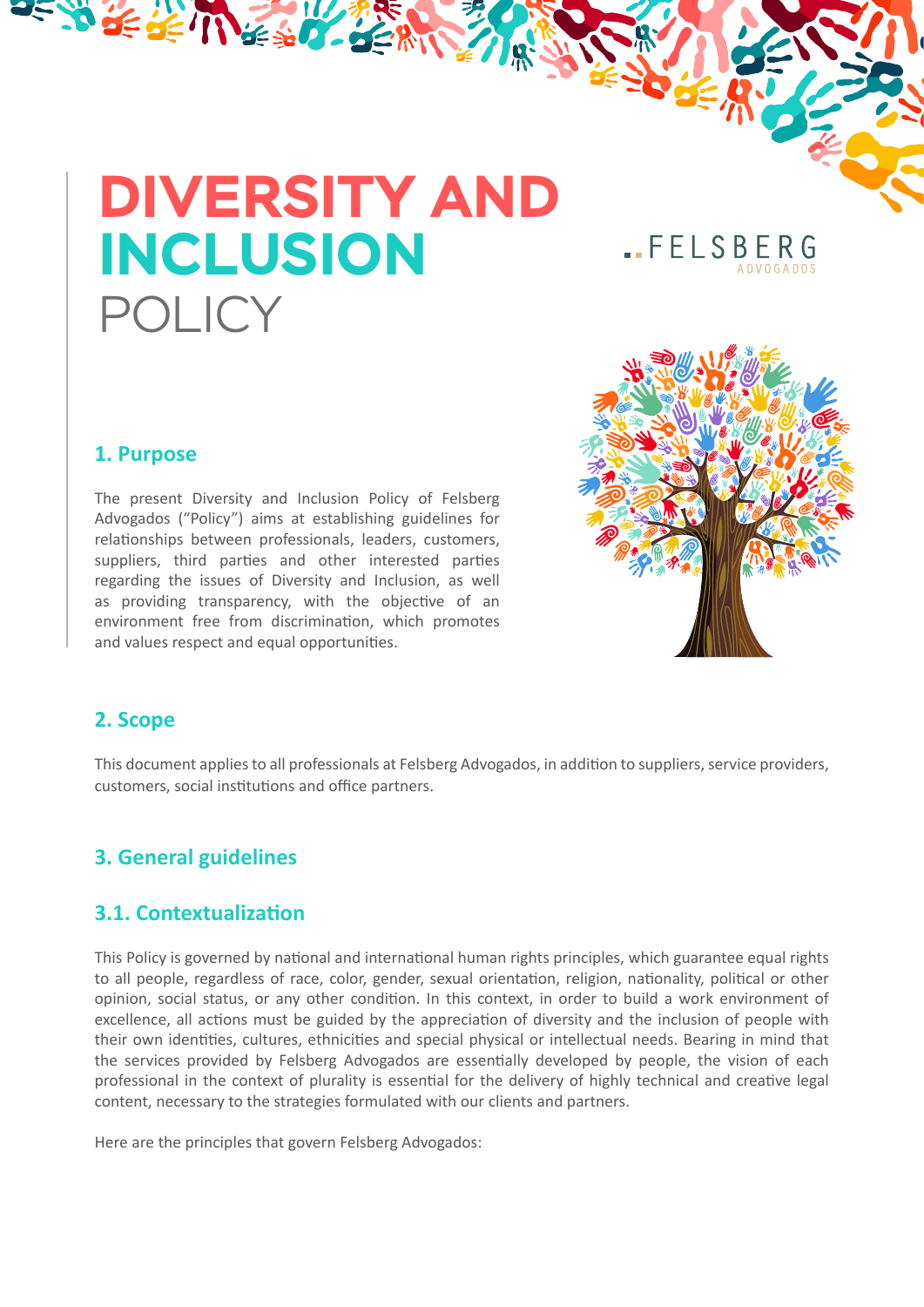# DIVERSITY AND INCLUSION POLICY

FELSBERG ADVOGADOS

## 1. Purpose

The present Diversity and Inclusion Policy of Felsberg Advogados ("Policy") aims at establishing guidelines for relationships between professionals, leaders, customers, suppliers, third parties and other interested parties regarding the issues of Diversity and Inclusion, as well as providing transparency, with the objective of an environment free from discrimination, which promotes and values respect and equal opportunities.

## 2. Scope

This document applies to all professionals at Felsberg Advogados, in addition to suppliers, service providers, customers, social institutions and office partners.

## 3. General guidelines

### 3.1. Contextualization

This Policy is governed by national and international human rights principles, which guarantee equal rights to all people, regardless of race, color, gender, sexual orientation, religion, nationality, political or other opinion, social status, or any other condition. In this context, in order to build a work environment of excellence, all actions must be guided by the appreciation of diversity and the inclusion of people with their own identities, cultures, ethnicities and special physical or intellectual needs. Bearing in mind that the services provided by Felsberg Advogados are essentially developed by people, the vision of each professional in the context of plurality is essential for the delivery of highly technical and creative legal content, necessary to the strategies formulated with our clients and partners.

Here are the principles that govern Felsberg Advogados: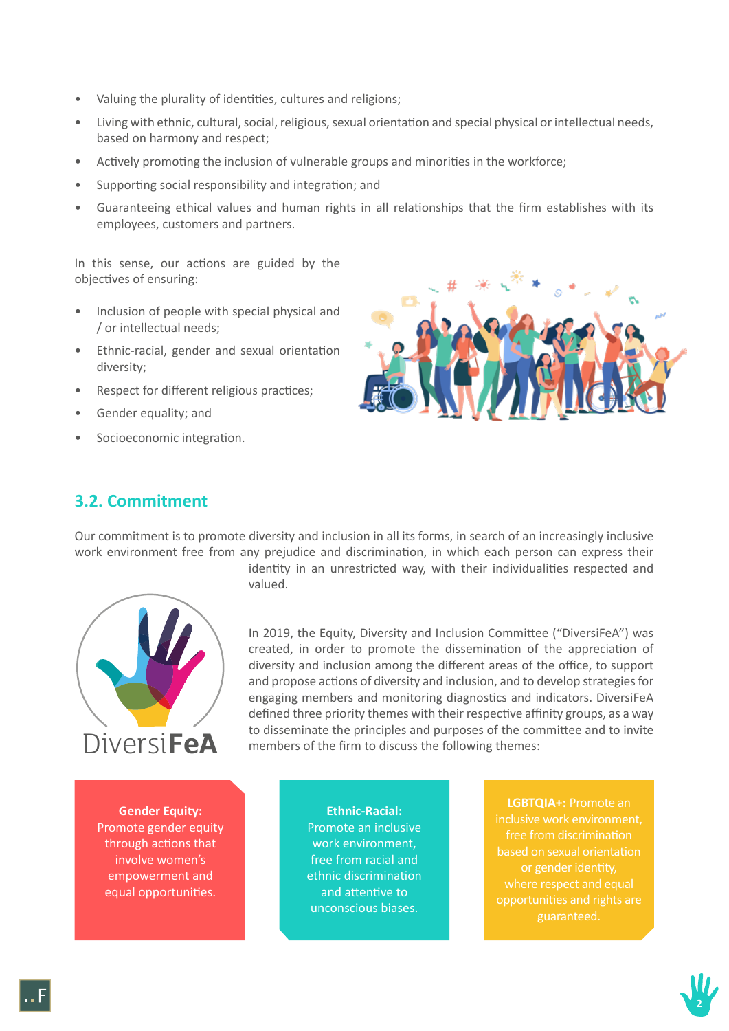- Valuing the plurality of identities, cultures and religions;
- Living with ethnic, cultural, social, religious, sexual orientation and special physical or intellectual needs, based on harmony and respect;
- Actively promoting the inclusion of vulnerable groups and minorities in the workforce;
- Supporting social responsibility and integration; and
- Guaranteeing ethical values and human rights in all relationships that the firm establishes with its employees, customers and partners.

In this sense, our actions are guided by the objectives of ensuring:

- Inclusion of people with special physical and / or intellectual needs;
- Ethnic-racial, gender and sexual orientation diversity;
- Respect for different religious practices;
- Gender equality; and
- Socioeconomic integration.

## 3.2. Commitment

Our commitment is to promote diversity and inclusion in all its forms, in search of an increasingly inclusive work environment free from any prejudice and discrimination, in which each person can express their identity in an unrestricted way, with their individualities respected and valued.

DiversiFeA

In 2019, the Equity, Diversity and Inclusion Committee ("DiversiFeA") was created, in order to promote the dissemination of the appreciation of diversity and inclusion among the different areas of the office, to support and propose actions of diversity and inclusion, and to develop strategies for engaging members and monitoring diagnostics and indicators. DiversiFeA defined three priority themes with their respective affinity groups, as a way to disseminate the principles and purposes of the committee and to invite members of the firm to discuss the following themes:

**Gender Equity:** Promote gender equity through actions that involve women's empowerment and equal opportunities.

**Ethnic-Racial:** Promote an inclusive work environment, free from racial and ethnic discrimination and attentive to unconscious biases.

**LGBTQIA+:** Promote an inclusive work environment, free from discrimination based on sexual orientation or gender identity, where respect and equal opportunities and rights are guaranteed.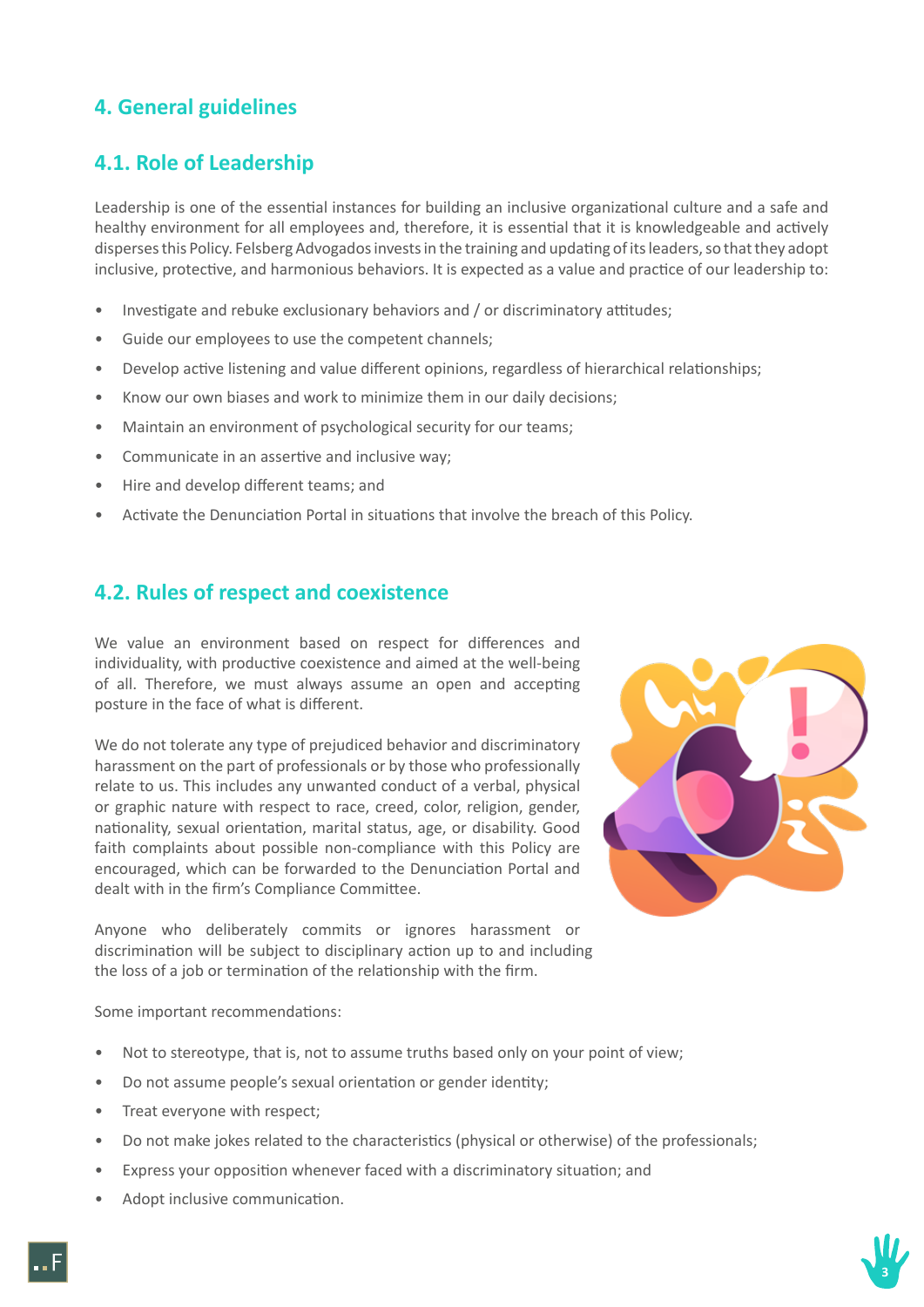## 4. General guidelines

### 4.1. Role of Leadership

Leadership is one of the essential instances for building an inclusive organizational culture and a safe and healthy environment for all employees and, therefore, it is essential that it is knowledgeable and actively disperses this Policy. Felsberg Advogados invests in the training and updating of its leaders, so that they adopt inclusive, protective, and harmonious behaviors. It is expected as a value and practice of our leadership to:

- Investigate and rebuke exclusionary behaviors and / or discriminatory attitudes;
- Guide our employees to use the competent channels;
- Develop active listening and value different opinions, regardless of hierarchical relationships;
- Know our own biases and work to minimize them in our daily decisions;
- Maintain an environment of psychological security for our teams;
- Communicate in an assertive and inclusive way;
- Hire and develop different teams; and
- Activate the Denunciation Portal in situations that involve the breach of this Policy.

### 4.2. Rules of respect and coexistence

We value an environment based on respect for differences and individuality, with productive coexistence and aimed at the well-being of all. Therefore, we must always assume an open and accepting posture in the face of what is different.

We do not tolerate any type of prejudiced behavior and discriminatory harassment on the part of professionals or by those who professionally relate to us. This includes any unwanted conduct of a verbal, physical or graphic nature with respect to race, creed, color, religion, gender, nationality, sexual orientation, marital status, age, or disability. Good faith complaints about possible non-compliance with this Policy are encouraged, which can be forwarded to the Denunciation Portal and dealt with in the firm's Compliance Committee.

Anyone who deliberately commits or ignores harassment or discrimination will be subject to disciplinary action up to and including the loss of a job or termination of the relationship with the firm.

Some important recommendations:

- Not to stereotype, that is, not to assume truths based only on your point of view;
- Do not assume people's sexual orientation or gender identity;
- Treat everyone with respect;
- Do not make jokes related to the characteristics (physical or otherwise) of the professionals;
- Express your opposition whenever faced with a discriminatory situation; and
- Adopt inclusive communication.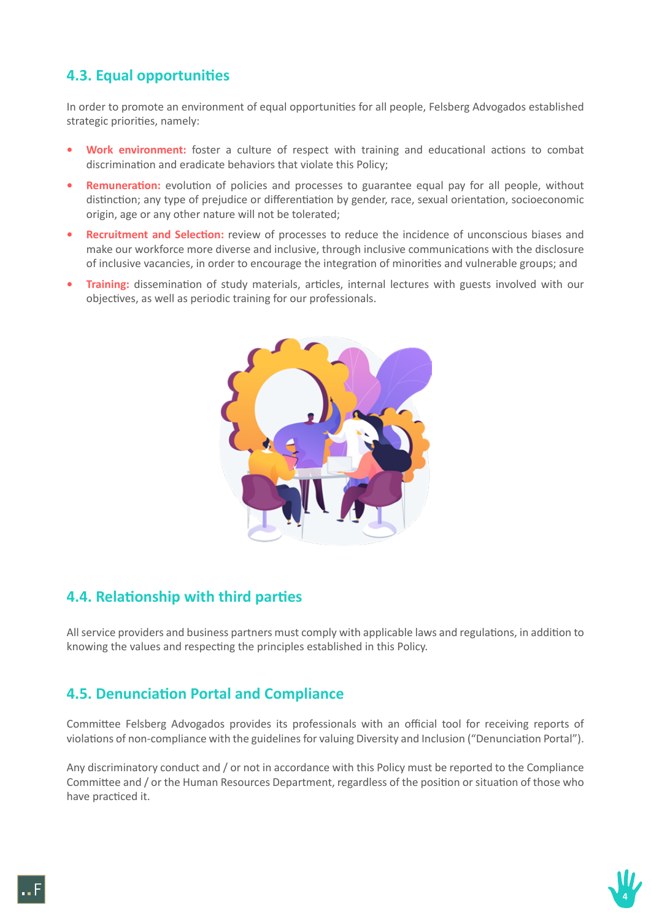## 4.3. Equal opportunities

In order to promote an environment of equal opportunities for all people, Felsberg Advogados established strategic priorities, namely:

- **Work environment:** foster a culture of respect with training and educational actions to combat discrimination and eradicate behaviors that violate this Policy;
- **Remuneration:** evolution of policies and processes to guarantee equal pay for all people, without distinction; any type of prejudice or differentiation by gender, race, sexual orientation, socioeconomic origin, age or any other nature will not be tolerated;
- **Recruitment and Selection:** review of processes to reduce the incidence of unconscious biases and make our workforce more diverse and inclusive, through inclusive communications with the disclosure of inclusive vacancies, in order to encourage the integration of minorities and vulnerable groups; and
- **Training:** dissemination of study materials, articles, internal lectures with guests involved with our objectives, as well as periodic training for our professionals.

## 4.4. Relationship with third parties

All service providers and business partners must comply with applicable laws and regulations, in addition to knowing the values and respecting the principles established in this Policy.

## 4.5. Denunciation Portal and Compliance

Committee Felsberg Advogados provides its professionals with an official tool for receiving reports of violations of non-compliance with the guidelines for valuing Diversity and Inclusion ("Denunciation Portal").

Any discriminatory conduct and / or not in accordance with this Policy must be reported to the Compliance Committee and / or the Human Resources Department, regardless of the position or situation of those who have practiced it.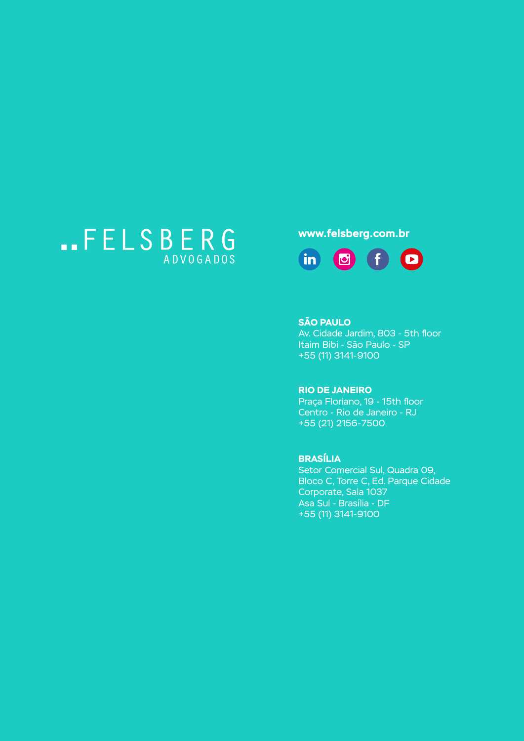..FELSBERG
ADVOGADOS

**www.felsberg.com.br**

**SÃO PAULO**
Av. Cidade Jardim, 803 - 5th floor
Itaim Bibi - São Paulo - SP
+55 (11) 3141-9100

**RIO DE JANEIRO**
Praça Floriano, 19 - 15th floor
Centro - Rio de Janeiro - RJ
+55 (21) 2156-7500

**BRASÍLIA**
Setor Comercial Sul, Quadra 09,
Bloco C, Torre C, Ed. Parque Cidade
Corporate, Sala 1037
Asa Sul - Brasília - DF
+55 (11) 3141-9100